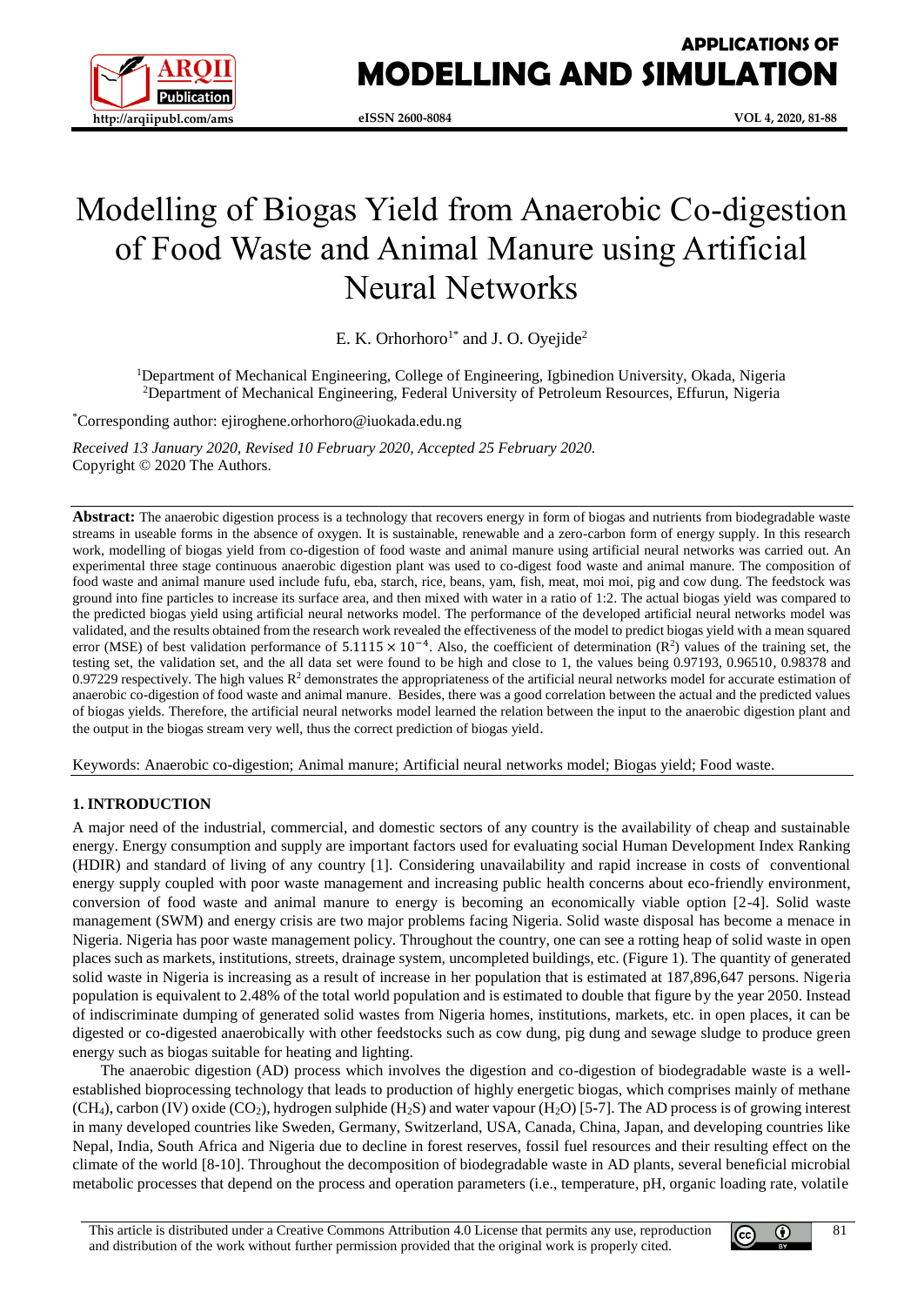# Modelling of Biogas Yield from Anaerobic Co-digestion of Food Waste and Animal Manure using Artificial Neural Networks

E. K. Orhorhoro[1*] and J. O. Oyejide[2]

[1]Department of Mechanical Engineering, College of Engineering, Igbinedion University, Okada, Nigeria
[2]Department of Mechanical Engineering, Federal University of Petroleum Resources, Effurun, Nigeria

[*]Corresponding author: ejiroghene.orhorhoro@iuokada.edu.ng

*Received 13 January 2020, Revised 10 February 2020, Accepted 25 February 2020.*
Copyright © 2020 The Authors.

**Abstract:** The anaerobic digestion process is a technology that recovers energy in form of biogas and nutrients from biodegradable waste streams in useable forms in the absence of oxygen. It is sustainable, renewable and a zero-carbon form of energy supply. In this research work, modelling of biogas yield from co-digestion of food waste and animal manure using artificial neural networks was carried out. An experimental three stage continuous anaerobic digestion plant was used to co-digest food waste and animal manure. The composition of food waste and animal manure used include fufu, eba, starch, rice, beans, yam, fish, meat, moi moi, pig and cow dung. The feedstock was ground into fine particles to increase its surface area, and then mixed with water in a ratio of 1:2. The actual biogas yield was compared to the predicted biogas yield using artificial neural networks model. The performance of the developed artificial neural networks model was validated, and the results obtained from the research work revealed the effectiveness of the model to predict biogas yield with a mean squared error (MSE) of best validation performance of $5.1115 \times 10^{-4}$. Also, the coefficient of determination ($R^2$) values of the training set, the testing set, the validation set, and the all data set were found to be high and close to 1, the values being 0.97193, 0.96510, 0.98378 and 0.97229 respectively. The high values $R^2$ demonstrates the appropriateness of the artificial neural networks model for accurate estimation of anaerobic co-digestion of food waste and animal manure. Besides, there was a good correlation between the actual and the predicted values of biogas yields. Therefore, the artificial neural networks model learned the relation between the input to the anaerobic digestion plant and the output in the biogas stream very well, thus the correct prediction of biogas yield.

Keywords: Anaerobic co-digestion; Animal manure; Artificial neural networks model; Biogas yield; Food waste.

## 1. INTRODUCTION

A major need of the industrial, commercial, and domestic sectors of any country is the availability of cheap and sustainable energy. Energy consumption and supply are important factors used for evaluating social Human Development Index Ranking (HDIR) and standard of living of any country [1]. Considering unavailability and rapid increase in costs of conventional energy supply coupled with poor waste management and increasing public health concerns about eco-friendly environment, conversion of food waste and animal manure to energy is becoming an economically viable option [2-4]. Solid waste management (SWM) and energy crisis are two major problems facing Nigeria. Solid waste disposal has become a menace in Nigeria. Nigeria has poor waste management policy. Throughout the country, one can see a rotting heap of solid waste in open places such as markets, institutions, streets, drainage system, uncompleted buildings, etc. (Figure 1). The quantity of generated solid waste in Nigeria is increasing as a result of increase in her population that is estimated at 187,896,647 persons. Nigeria population is equivalent to 2.48% of the total world population and is estimated to double that figure by the year 2050. Instead of indiscriminate dumping of generated solid wastes from Nigeria homes, institutions, markets, etc. in open places, it can be digested or co-digested anaerobically with other feedstocks such as cow dung, pig dung and sewage sludge to produce green energy such as biogas suitable for heating and lighting.

The anaerobic digestion (AD) process which involves the digestion and co-digestion of biodegradable waste is a well-established bioprocessing technology that leads to production of highly energetic biogas, which comprises mainly of methane ($CH_4$), carbon (IV) oxide ($CO_2$), hydrogen sulphide ($H_2S$) and water vapour ($H_2O$) [5-7]. The AD process is of growing interest in many developed countries like Sweden, Germany, Switzerland, USA, Canada, China, Japan, and developing countries like Nepal, India, South Africa and Nigeria due to decline in forest reserves, fossil fuel resources and their resulting effect on the climate of the world [8-10]. Throughout the decomposition of biodegradable waste in AD plants, several beneficial microbial metabolic processes that depend on the process and operation parameters (i.e., temperature, pH, organic loading rate, volatile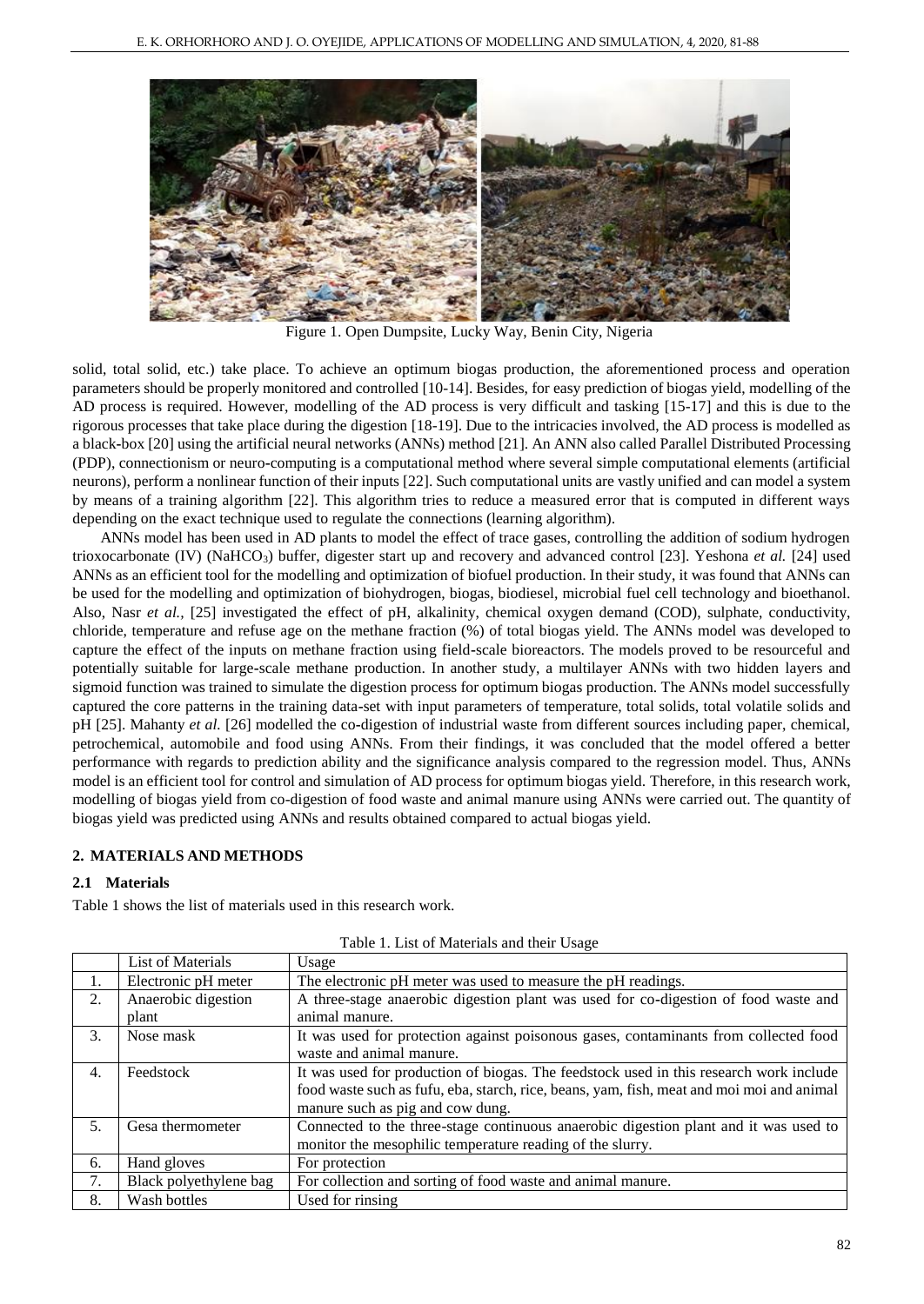Figure 1. Open Dumpsite, Lucky Way, Benin City, Nigeria

solid, total solid, etc.) take place. To achieve an optimum biogas production, the aforementioned process and operation parameters should be properly monitored and controlled [10-14]. Besides, for easy prediction of biogas yield, modelling of the AD process is required. However, modelling of the AD process is very difficult and tasking [15-17] and this is due to the rigorous processes that take place during the digestion [18-19]. Due to the intricacies involved, the AD process is modelled as a black-box [20] using the artificial neural networks (ANNs) method [21]. An ANN also called Parallel Distributed Processing (PDP), connectionism or neuro-computing is a computational method where several simple computational elements (artificial neurons), perform a nonlinear function of their inputs [22]. Such computational units are vastly unified and can model a system by means of a training algorithm [22]. This algorithm tries to reduce a measured error that is computed in different ways depending on the exact technique used to regulate the connections (learning algorithm).

ANNs model has been used in AD plants to model the effect of trace gases, controlling the addition of sodium hydrogen trioxocarbonate (IV) ($NaHCO_3$) buffer, digester start up and recovery and advanced control [23]. Yeshona *et al.* [24] used ANNs as an efficient tool for the modelling and optimization of biofuel production. In their study, it was found that ANNs can be used for the modelling and optimization of biohydrogen, biogas, biodiesel, microbial fuel cell technology and bioethanol. Also, Nasr *et al.*, [25] investigated the effect of pH, alkalinity, chemical oxygen demand (COD), sulphate, conductivity, chloride, temperature and refuse age on the methane fraction (%) of total biogas yield. The ANNs model was developed to capture the effect of the inputs on methane fraction using field-scale bioreactors. The models proved to be resourceful and potentially suitable for large-scale methane production. In another study, a multilayer ANNs with two hidden layers and sigmoid function was trained to simulate the digestion process for optimum biogas production. The ANNs model successfully captured the core patterns in the training data-set with input parameters of temperature, total solids, total volatile solids and pH [25]. Mahanty *et al.* [26] modelled the co-digestion of industrial waste from different sources including paper, chemical, petrochemical, automobile and food using ANNs. From their findings, it was concluded that the model offered a better performance with regards to prediction ability and the significance analysis compared to the regression model. Thus, ANNs model is an efficient tool for control and simulation of AD process for optimum biogas yield. Therefore, in this research work, modelling of biogas yield from co-digestion of food waste and animal manure using ANNs were carried out. The quantity of biogas yield was predicted using ANNs and results obtained compared to actual biogas yield.

## 2. MATERIALS AND METHODS

### 2.1 Materials

Table 1 shows the list of materials used in this research work.

Table 1. List of Materials and their Usage

| | List of Materials | Usage |
|---|---|---|
| 1. | Electronic pH meter | The electronic pH meter was used to measure the pH readings. |
| 2. | Anaerobic digestion plant | A three-stage anaerobic digestion plant was used for co-digestion of food waste and animal manure. |
| 3. | Nose mask | It was used for protection against poisonous gases, contaminants from collected food waste and animal manure. |
| 4. | Feedstock | It was used for production of biogas. The feedstock used in this research work include food waste such as fufu, eba, starch, rice, beans, yam, fish, meat and moi moi and animal manure such as pig and cow dung. |
| 5. | Gesa thermometer | Connected to the three-stage continuous anaerobic digestion plant and it was used to monitor the mesophilic temperature reading of the slurry. |
| 6. | Hand gloves | For protection |
| 7. | Black polyethylene bag | For collection and sorting of food waste and animal manure. |
| 8. | Wash bottles | Used for rinsing |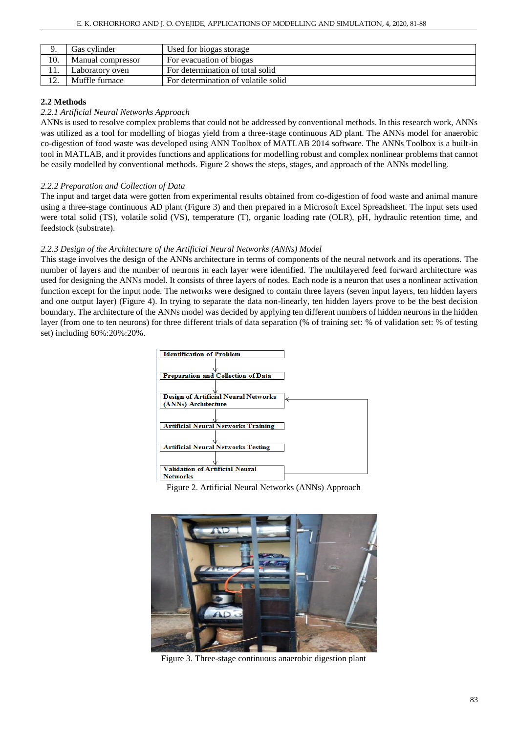| 9. | Gas cylinder | Used for biogas storage |
|---|---|---|
| 10. | Manual compressor | For evacuation of biogas |
| 11. | Laboratory oven | For determination of total solid |
| 12. | Muffle furnace | For determination of volatile solid |

### 2.2 Methods

*2.2.1 Artificial Neural Networks Approach*

ANNs is used to resolve complex problems that could not be addressed by conventional methods. In this research work, ANNs was utilized as a tool for modelling of biogas yield from a three-stage continuous AD plant. The ANNs model for anaerobic co-digestion of food waste was developed using ANN Toolbox of MATLAB 2014 software. The ANNs Toolbox is a built-in tool in MATLAB, and it provides functions and applications for modelling robust and complex nonlinear problems that cannot be easily modelled by conventional methods. Figure 2 shows the steps, stages, and approach of the ANNs modelling.

*2.2.2 Preparation and Collection of Data*

The input and target data were gotten from experimental results obtained from co-digestion of food waste and animal manure using a three-stage continuous AD plant (Figure 3) and then prepared in a Microsoft Excel Spreadsheet. The input sets used were total solid (TS), volatile solid (VS), temperature (T), organic loading rate (OLR), pH, hydraulic retention time, and feedstock (substrate).

*2.2.3 Design of the Architecture of the Artificial Neural Networks (ANNs) Model*

This stage involves the design of the ANNs architecture in terms of components of the neural network and its operations. The number of layers and the number of neurons in each layer were identified. The multilayered feed forward architecture was used for designing the ANNs model. It consists of three layers of nodes. Each node is a neuron that uses a nonlinear activation function except for the input node. The networks were designed to contain three layers (seven input layers, ten hidden layers and one output layer) (Figure 4). In trying to separate the data non-linearly, ten hidden layers prove to be the best decision boundary. The architecture of the ANNs model was decided by applying ten different numbers of hidden neurons in the hidden layer (from one to ten neurons) for three different trials of data separation (% of training set: % of validation set: % of testing set) including 60%:20%:20%.

Identification of Problem → Preparation and Collection of Data → Design of Artificial Neural Networks (ANNs) Architecture → Artificial Neural Networks Training → Artificial Neural Networks Testing → Validation of Artificial Neural Networks

Figure 2. Artificial Neural Networks (ANNs) Approach

Figure 3. Three-stage continuous anaerobic digestion plant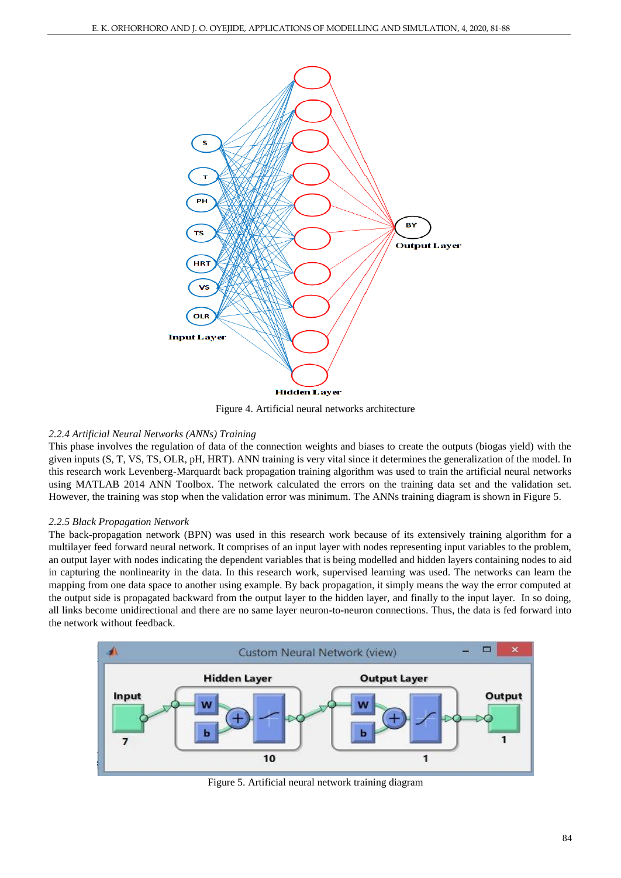Figure 4. Artificial neural networks architecture

### *2.2.4 Artificial Neural Networks (ANNs) Training*

This phase involves the regulation of data of the connection weights and biases to create the outputs (biogas yield) with the given inputs (S, T, VS, TS, OLR, pH, HRT). ANN training is very vital since it determines the generalization of the model. In this research work Levenberg-Marquardt back propagation training algorithm was used to train the artificial neural networks using MATLAB 2014 ANN Toolbox. The network calculated the errors on the training data set and the validation set. However, the training was stop when the validation error was minimum. The ANNs training diagram is shown in Figure 5.

### *2.2.5 Black Propagation Network*

The back-propagation network (BPN) was used in this research work because of its extensively training algorithm for a multilayer feed forward neural network. It comprises of an input layer with nodes representing input variables to the problem, an output layer with nodes indicating the dependent variables that is being modelled and hidden layers containing nodes to aid in capturing the nonlinearity in the data. In this research work, supervised learning was used. The networks can learn the mapping from one data space to another using example. By back propagation, it simply means the way the error computed at the output side is propagated backward from the output layer to the hidden layer, and finally to the input layer. In so doing, all links become unidirectional and there are no same layer neuron-to-neuron connections. Thus, the data is fed forward into the network without feedback.

Figure 5. Artificial neural network training diagram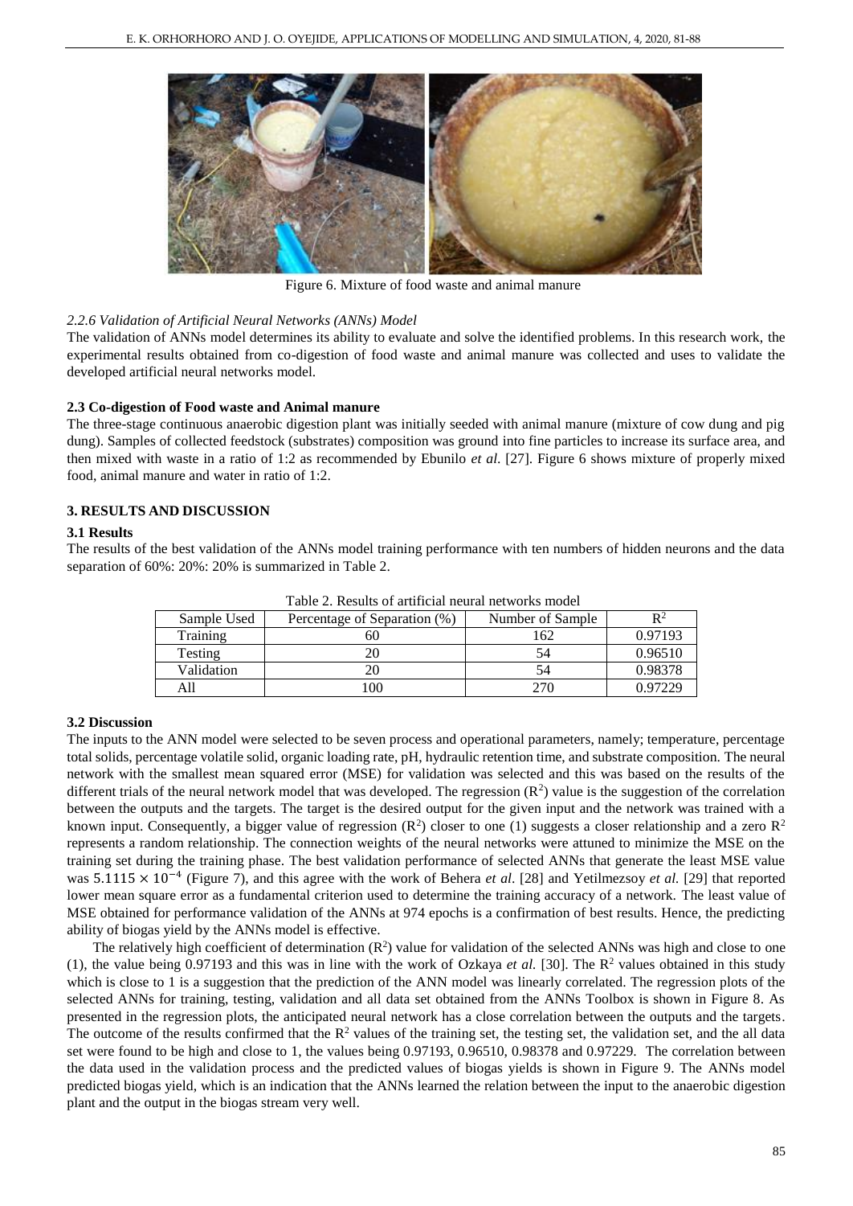Figure 6. Mixture of food waste and animal manure

### *2.2.6 Validation of Artificial Neural Networks (ANNs) Model*

The validation of ANNs model determines its ability to evaluate and solve the identified problems. In this research work, the experimental results obtained from co-digestion of food waste and animal manure was collected and uses to validate the developed artificial neural networks model.

## 2.3 Co-digestion of Food waste and Animal manure

The three-stage continuous anaerobic digestion plant was initially seeded with animal manure (mixture of cow dung and pig dung). Samples of collected feedstock (substrates) composition was ground into fine particles to increase its surface area, and then mixed with waste in a ratio of 1:2 as recommended by Ebunilo *et al.* [27]. Figure 6 shows mixture of properly mixed food, animal manure and water in ratio of 1:2.

# 3. RESULTS AND DISCUSSION

## 3.1 Results

The results of the best validation of the ANNs model training performance with ten numbers of hidden neurons and the data separation of 60%: 20%: 20% is summarized in Table 2.

Table 2. Results of artificial neural networks model

| Sample Used | Percentage of Separation (%) | Number of Sample | $R^2$ |
|---|---|---|---|
| Training | 60 | 162 | 0.97193 |
| Testing | 20 | 54 | 0.96510 |
| Validation | 20 | 54 | 0.98378 |
| All | 100 | 270 | 0.97229 |

## 3.2 Discussion

The inputs to the ANN model were selected to be seven process and operational parameters, namely; temperature, percentage total solids, percentage volatile solid, organic loading rate, pH, hydraulic retention time, and substrate composition. The neural network with the smallest mean squared error (MSE) for validation was selected and this was based on the results of the different trials of the neural network model that was developed. The regression ($R^2$) value is the suggestion of the correlation between the outputs and the targets. The target is the desired output for the given input and the network was trained with a known input. Consequently, a bigger value of regression ($R^2$) closer to one (1) suggests a closer relationship and a zero $R^2$ represents a random relationship. The connection weights of the neural networks were attuned to minimize the MSE on the training set during the training phase. The best validation performance of selected ANNs that generate the least MSE value was $5.1115 \times 10^{-4}$ (Figure 7), and this agree with the work of Behera *et al*. [28] and Yetilmezsoy *et al.* [29] that reported lower mean square error as a fundamental criterion used to determine the training accuracy of a network. The least value of MSE obtained for performance validation of the ANNs at 974 epochs is a confirmation of best results. Hence, the predicting ability of biogas yield by the ANNs model is effective.

The relatively high coefficient of determination ($R^2$) value for validation of the selected ANNs was high and close to one (1), the value being 0.97193 and this was in line with the work of Ozkaya *et al.* [30]. The $R^2$ values obtained in this study which is close to 1 is a suggestion that the prediction of the ANN model was linearly correlated. The regression plots of the selected ANNs for training, testing, validation and all data set obtained from the ANNs Toolbox is shown in Figure 8. As presented in the regression plots, the anticipated neural network has a close correlation between the outputs and the targets. The outcome of the results confirmed that the $R^2$ values of the training set, the testing set, the validation set, and the all data set were found to be high and close to 1, the values being 0.97193, 0.96510, 0.98378 and 0.97229. The correlation between the data used in the validation process and the predicted values of biogas yields is shown in Figure 9. The ANNs model predicted biogas yield, which is an indication that the ANNs learned the relation between the input to the anaerobic digestion plant and the output in the biogas stream very well.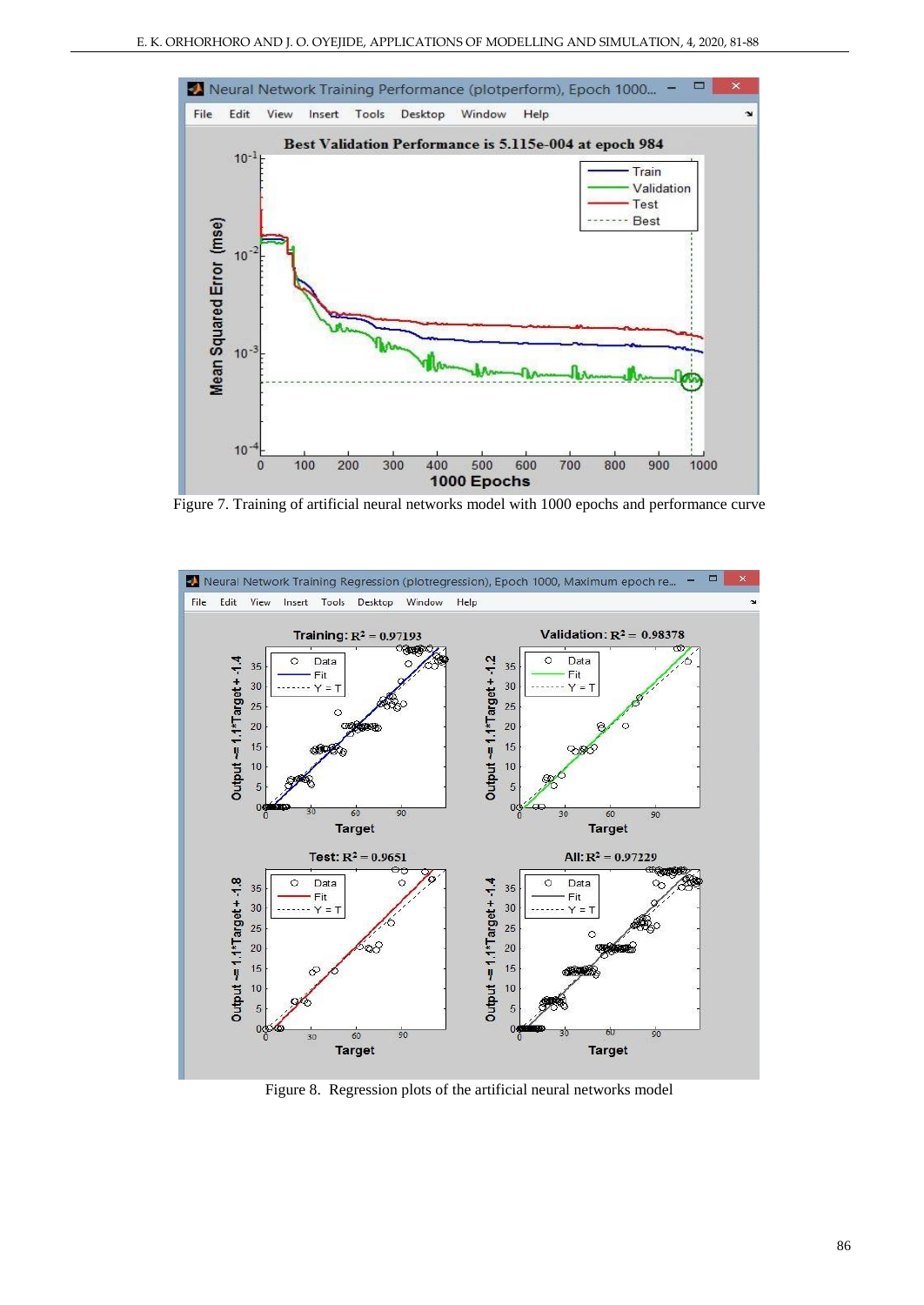Figure 7. Training of artificial neural networks model with 1000 epochs and performance curve

Figure 8. Regression plots of the artificial neural networks model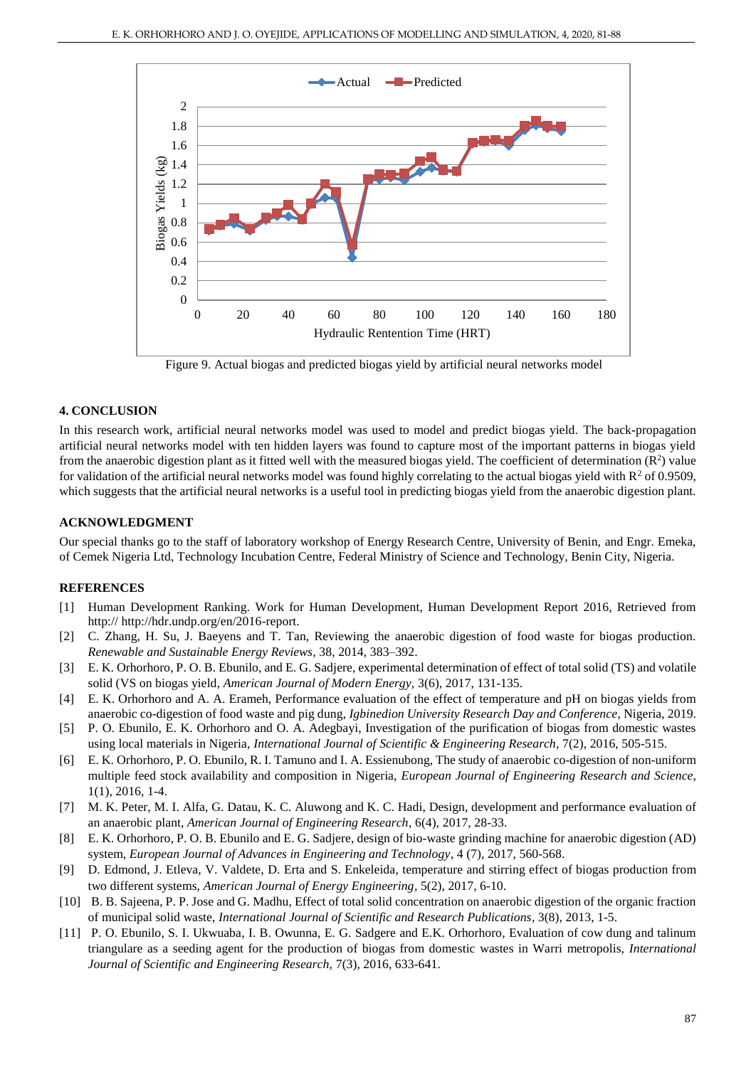Figure 9. Actual biogas and predicted biogas yield by artificial neural networks model

## 4. CONCLUSION

In this research work, artificial neural networks model was used to model and predict biogas yield. The back-propagation artificial neural networks model with ten hidden layers was found to capture most of the important patterns in biogas yield from the anaerobic digestion plant as it fitted well with the measured biogas yield. The coefficient of determination ($R^2$) value for validation of the artificial neural networks model was found highly correlating to the actual biogas yield with $R^2$ of 0.9509, which suggests that the artificial neural networks is a useful tool in predicting biogas yield from the anaerobic digestion plant.

## ACKNOWLEDGMENT

Our special thanks go to the staff of laboratory workshop of Energy Research Centre, University of Benin, and Engr. Emeka, of Cemek Nigeria Ltd, Technology Incubation Centre, Federal Ministry of Science and Technology, Benin City, Nigeria.

## REFERENCES

[1] Human Development Ranking. Work for Human Development, Human Development Report 2016, Retrieved from http:// http://hdr.undp.org/en/2016-report.

[2] C. Zhang, H. Su, J. Baeyens and T. Tan, Reviewing the anaerobic digestion of food waste for biogas production. *Renewable and Sustainable Energy Reviews*, 38, 2014, 383–392.

[3] E. K. Orhorhoro, P. O. B. Ebunilo, and E. G. Sadjere, experimental determination of effect of total solid (TS) and volatile solid (VS on biogas yield, *American Journal of Modern Energy*, 3(6), 2017, 131-135.

[4] E. K. Orhorhoro and A. A. Erameh, Performance evaluation of the effect of temperature and pH on biogas yields from anaerobic co-digestion of food waste and pig dung, *Igbinedion University Research Day and Conference*, Nigeria, 2019.

[5] P. O. Ebunilo, E. K. Orhorhoro and O. A. Adegbayi, Investigation of the purification of biogas from domestic wastes using local materials in Nigeria, *International Journal of Scientific & Engineering Research*, 7(2), 2016, 505-515.

[6] E. K. Orhorhoro, P. O. Ebunilo, R. I. Tamuno and I. A. Essienubong, The study of anaerobic co-digestion of non-uniform multiple feed stock availability and composition in Nigeria, *European Journal of Engineering Research and Science*, 1(1), 2016, 1-4.

[7] M. K. Peter, M. I. Alfa, G. Datau, K. C. Aluwong and K. C. Hadi, Design, development and performance evaluation of an anaerobic plant, *American Journal of Engineering Research*, 6(4), 2017, 28-33.

[8] E. K. Orhorhoro, P. O. B. Ebunilo and E. G. Sadjere, design of bio-waste grinding machine for anaerobic digestion (AD) system, *European Journal of Advances in Engineering and Technology*, 4 (7), 2017, 560-568.

[9] D. Edmond, J. Etleva, V. Valdete, D. Erta and S. Enkeleida, temperature and stirring effect of biogas production from two different systems, *American Journal of Energy Engineering*, 5(2), 2017, 6-10.

[10] B. B. Sajeena, P. P. Jose and G. Madhu, Effect of total solid concentration on anaerobic digestion of the organic fraction of municipal solid waste, *International Journal of Scientific and Research Publications*, 3(8), 2013, 1-5.

[11] P. O. Ebunilo, S. I. Ukwuaba, I. B. Owunna, E. G. Sadgere and E.K. Orhorhoro, Evaluation of cow dung and talinum triangulare as a seeding agent for the production of biogas from domestic wastes in Warri metropolis, *International Journal of Scientific and Engineering Research*, 7(3), 2016, 633-641.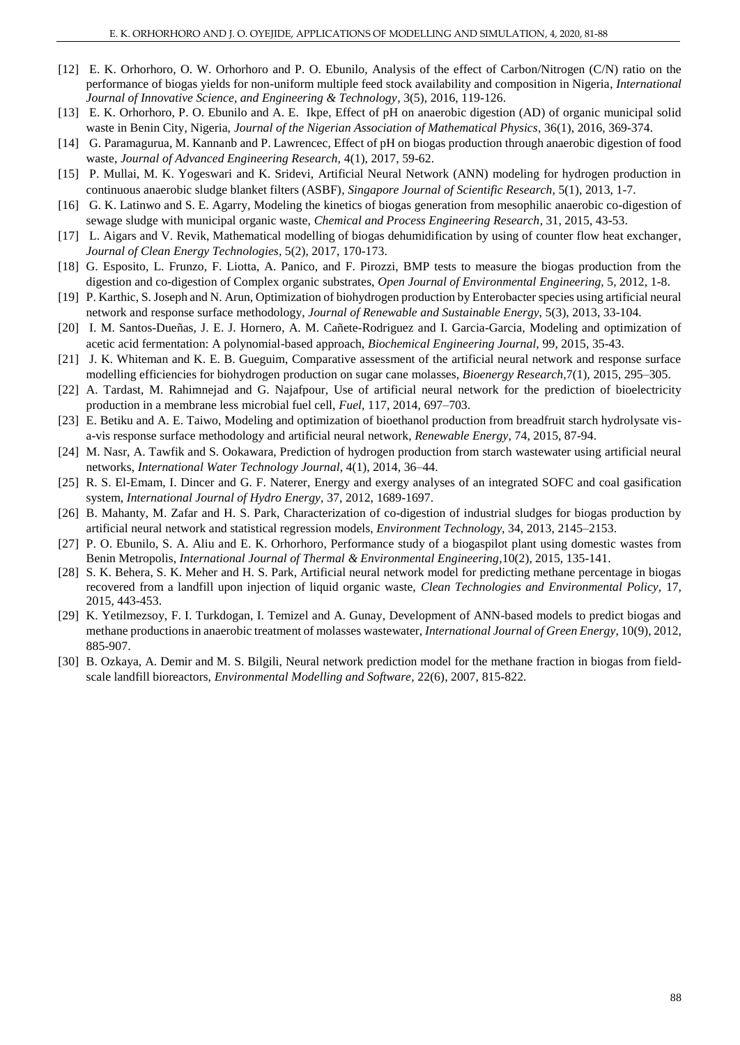[12] E. K. Orhorhoro, O. W. Orhorhoro and P. O. Ebunilo, Analysis of the effect of Carbon/Nitrogen (C/N) ratio on the performance of biogas yields for non-uniform multiple feed stock availability and composition in Nigeria, *International Journal of Innovative Science, and Engineering & Technology*, 3(5), 2016, 119-126.

[13] E. K. Orhorhoro, P. O. Ebunilo and A. E. Ikpe, Effect of pH on anaerobic digestion (AD) of organic municipal solid waste in Benin City, Nigeria, *Journal of the Nigerian Association of Mathematical Physics*, 36(1), 2016, 369-374.

[14] G. Paramagurua, M. Kannanb and P. Lawrencec, Effect of pH on biogas production through anaerobic digestion of food waste, *Journal of Advanced Engineering Research*, 4(1), 2017, 59-62.

[15] P. Mullai, M. K. Yogeswari and K. Sridevi, Artificial Neural Network (ANN) modeling for hydrogen production in continuous anaerobic sludge blanket filters (ASBF), *Singapore Journal of Scientific Research*, 5(1), 2013, 1-7.

[16] G. K. Latinwo and S. E. Agarry, Modeling the kinetics of biogas generation from mesophilic anaerobic co-digestion of sewage sludge with municipal organic waste, *Chemical and Process Engineering Research*, 31, 2015, 43-53.

[17] L. Aigars and V. Revik, Mathematical modelling of biogas dehumidification by using of counter flow heat exchanger, *Journal of Clean Energy Technologies*, 5(2), 2017, 170-173.

[18] G. Esposito, L. Frunzo, F. Liotta, A. Panico, and F. Pirozzi, BMP tests to measure the biogas production from the digestion and co-digestion of Complex organic substrates, *Open Journal of Environmental Engineering*, 5, 2012, 1-8.

[19] P. Karthic, S. Joseph and N. Arun, Optimization of biohydrogen production by Enterobacter species using artificial neural network and response surface methodology, *Journal of Renewable and Sustainable Energy*, 5(3), 2013, 33-104.

[20] I. M. Santos-Dueñas, J. E. J. Hornero, A. M. Cañete-Rodriguez and I. Garcia-Garcia, Modeling and optimization of acetic acid fermentation: A polynomial-based approach, *Biochemical Engineering Journal*, 99, 2015, 35-43.

[21] J. K. Whiteman and K. E. B. Gueguim, Comparative assessment of the artificial neural network and response surface modelling efficiencies for biohydrogen production on sugar cane molasses, *Bioenergy Research*,7(1), 2015, 295–305.

[22] A. Tardast, M. Rahimnejad and G. Najafpour, Use of artificial neural network for the prediction of bioelectricity production in a membrane less microbial fuel cell, *Fuel*, 117, 2014, 697–703.

[23] E. Betiku and A. E. Taiwo, Modeling and optimization of bioethanol production from breadfruit starch hydrolysate vis-a-vis response surface methodology and artificial neural network, *Renewable Energy*, 74, 2015, 87-94.

[24] M. Nasr, A. Tawfik and S. Ookawara, Prediction of hydrogen production from starch wastewater using artificial neural networks, *International Water Technology Journal*, 4(1), 2014, 36–44.

[25] R. S. El-Emam, I. Dincer and G. F. Naterer, Energy and exergy analyses of an integrated SOFC and coal gasification system, *International Journal of Hydro Energy*, 37, 2012, 1689-1697.

[26] B. Mahanty, M. Zafar and H. S. Park, Characterization of co-digestion of industrial sludges for biogas production by artificial neural network and statistical regression models, *Environment Technology*, 34, 2013, 2145–2153.

[27] P. O. Ebunilo, S. A. Aliu and E. K. Orhorhoro, Performance study of a biogaspilot plant using domestic wastes from Benin Metropolis, *International Journal of Thermal & Environmental Engineering*,10(2), 2015, 135-141.

[28] S. K. Behera, S. K. Meher and H. S. Park, Artificial neural network model for predicting methane percentage in biogas recovered from a landfill upon injection of liquid organic waste, *Clean Technologies and Environmental Policy*, 17, 2015, 443-453.

[29] K. Yetilmezsoy, F. I. Turkdogan, I. Temizel and A. Gunay, Development of ANN-based models to predict biogas and methane productions in anaerobic treatment of molasses wastewater, *International Journal of Green Energy*, 10(9), 2012, 885-907.

[30] B. Ozkaya, A. Demir and M. S. Bilgili, Neural network prediction model for the methane fraction in biogas from field-scale landfill bioreactors, *Environmental Modelling and Software*, 22(6), 2007, 815-822.